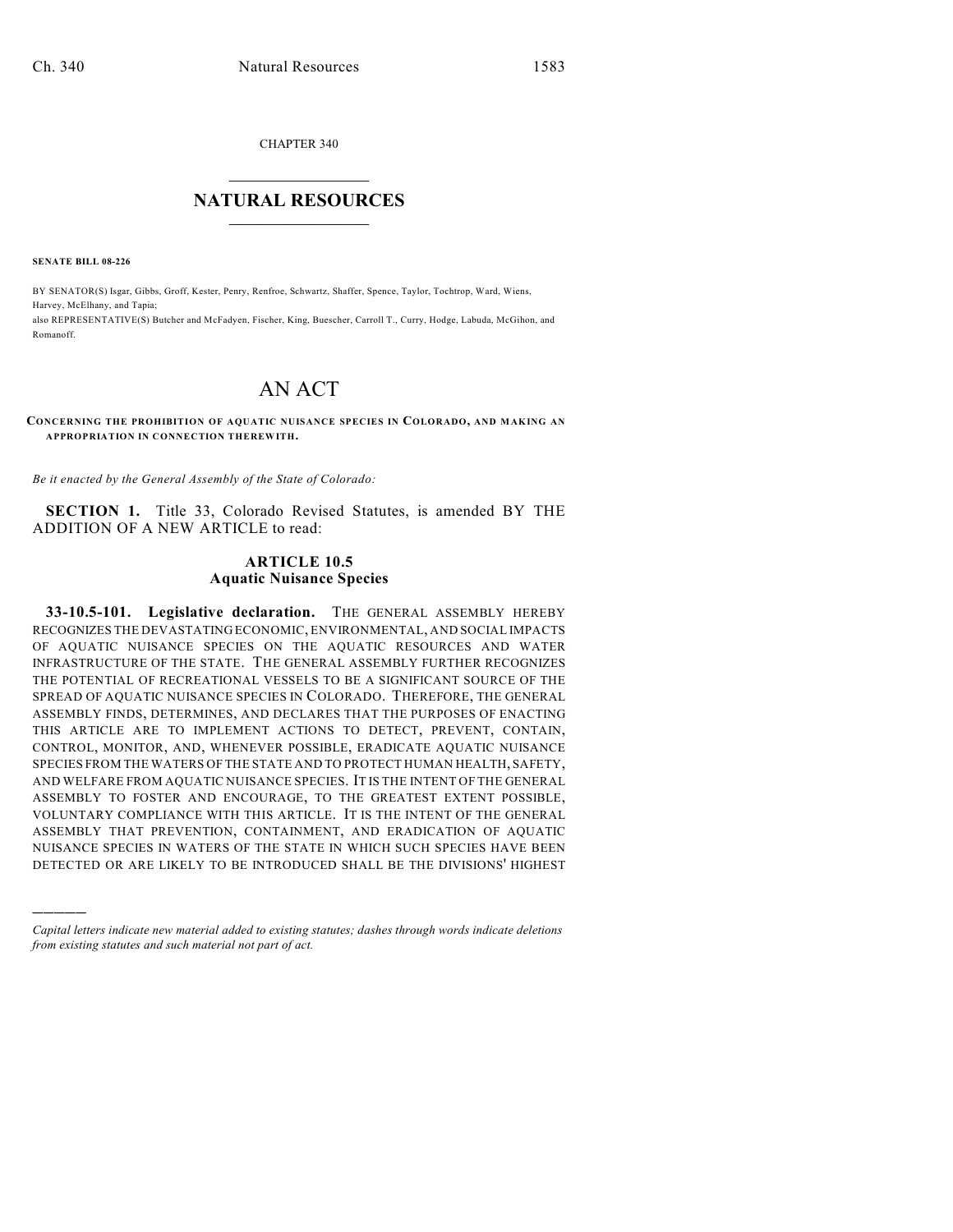CHAPTER 340

## NATURAL RESOURCES

**SENATE BILL 08-226**

BY SENATOR(S) Isgar, Gibbs, Groff, Kester, Penry, Renfroe, Schwartz, Shaffer, Spence, Taylor, Tochtrop, Ward, Wiens, Harvey, McElhany, and Tapia;
also REPRESENTATIVE(S) Butcher and McFadyen, Fischer, King, Buescher, Carroll T., Curry, Hodge, Labuda, McGihon, and Romanoff.

# AN ACT

**CONCERNING THE PROHIBITION OF AQUATIC NUISANCE SPECIES IN COLORADO, AND MAKING AN APPROPRIATION IN CONNECTION THEREWITH.**

*Be it enacted by the General Assembly of the State of Colorado:*

**SECTION 1.** Title 33, Colorado Revised Statutes, is amended BY THE ADDITION OF A NEW ARTICLE to read:

### ARTICLE 10.5
### Aquatic Nuisance Species

**33-10.5-101. Legislative declaration.** THE GENERAL ASSEMBLY HEREBY RECOGNIZES THE DEVASTATING ECONOMIC, ENVIRONMENTAL, AND SOCIAL IMPACTS OF AQUATIC NUISANCE SPECIES ON THE AQUATIC RESOURCES AND WATER INFRASTRUCTURE OF THE STATE. THE GENERAL ASSEMBLY FURTHER RECOGNIZES THE POTENTIAL OF RECREATIONAL VESSELS TO BE A SIGNIFICANT SOURCE OF THE SPREAD OF AQUATIC NUISANCE SPECIES IN COLORADO. THEREFORE, THE GENERAL ASSEMBLY FINDS, DETERMINES, AND DECLARES THAT THE PURPOSES OF ENACTING THIS ARTICLE ARE TO IMPLEMENT ACTIONS TO DETECT, PREVENT, CONTAIN, CONTROL, MONITOR, AND, WHENEVER POSSIBLE, ERADICATE AQUATIC NUISANCE SPECIES FROM THE WATERS OF THE STATE AND TO PROTECT HUMAN HEALTH, SAFETY, AND WELFARE FROM AQUATIC NUISANCE SPECIES. IT IS THE INTENT OF THE GENERAL ASSEMBLY TO FOSTER AND ENCOURAGE, TO THE GREATEST EXTENT POSSIBLE, VOLUNTARY COMPLIANCE WITH THIS ARTICLE. IT IS THE INTENT OF THE GENERAL ASSEMBLY THAT PREVENTION, CONTAINMENT, AND ERADICATION OF AQUATIC NUISANCE SPECIES IN WATERS OF THE STATE IN WHICH SUCH SPECIES HAVE BEEN DETECTED OR ARE LIKELY TO BE INTRODUCED SHALL BE THE DIVISIONS' HIGHEST

---

*Capital letters indicate new material added to existing statutes; dashes through words indicate deletions from existing statutes and such material not part of act.*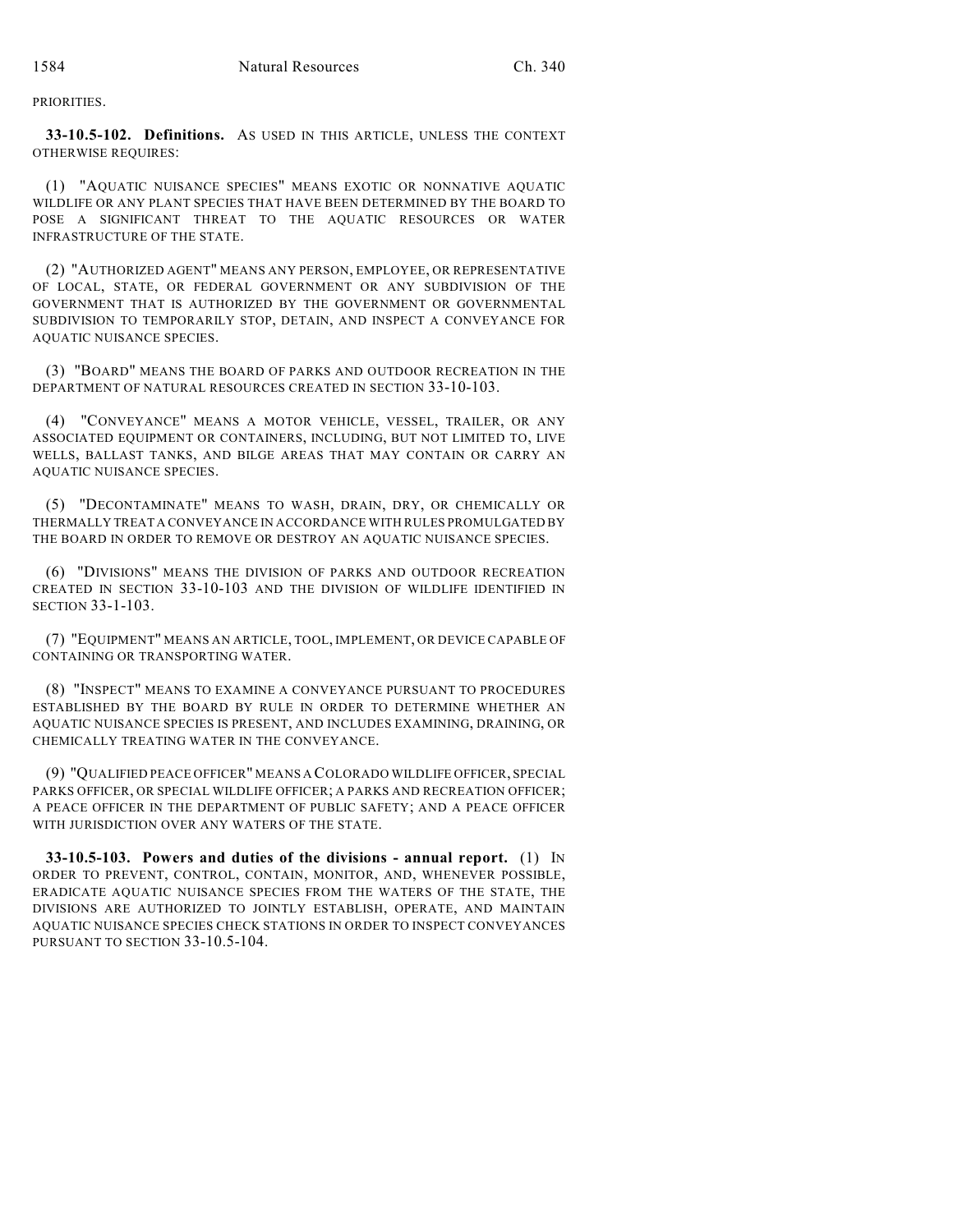PRIORITIES.

**33-10.5-102. Definitions.** AS USED IN THIS ARTICLE, UNLESS THE CONTEXT OTHERWISE REQUIRES:

(1) "AQUATIC NUISANCE SPECIES" MEANS EXOTIC OR NONNATIVE AQUATIC WILDLIFE OR ANY PLANT SPECIES THAT HAVE BEEN DETERMINED BY THE BOARD TO POSE A SIGNIFICANT THREAT TO THE AQUATIC RESOURCES OR WATER INFRASTRUCTURE OF THE STATE.

(2) "AUTHORIZED AGENT" MEANS ANY PERSON, EMPLOYEE, OR REPRESENTATIVE OF LOCAL, STATE, OR FEDERAL GOVERNMENT OR ANY SUBDIVISION OF THE GOVERNMENT THAT IS AUTHORIZED BY THE GOVERNMENT OR GOVERNMENTAL SUBDIVISION TO TEMPORARILY STOP, DETAIN, AND INSPECT A CONVEYANCE FOR AQUATIC NUISANCE SPECIES.

(3) "BOARD" MEANS THE BOARD OF PARKS AND OUTDOOR RECREATION IN THE DEPARTMENT OF NATURAL RESOURCES CREATED IN SECTION 33-10-103.

(4) "CONVEYANCE" MEANS A MOTOR VEHICLE, VESSEL, TRAILER, OR ANY ASSOCIATED EQUIPMENT OR CONTAINERS, INCLUDING, BUT NOT LIMITED TO, LIVE WELLS, BALLAST TANKS, AND BILGE AREAS THAT MAY CONTAIN OR CARRY AN AQUATIC NUISANCE SPECIES.

(5) "DECONTAMINATE" MEANS TO WASH, DRAIN, DRY, OR CHEMICALLY OR THERMALLY TREAT A CONVEYANCE IN ACCORDANCE WITH RULES PROMULGATED BY THE BOARD IN ORDER TO REMOVE OR DESTROY AN AQUATIC NUISANCE SPECIES.

(6) "DIVISIONS" MEANS THE DIVISION OF PARKS AND OUTDOOR RECREATION CREATED IN SECTION 33-10-103 AND THE DIVISION OF WILDLIFE IDENTIFIED IN SECTION 33-1-103.

(7) "EQUIPMENT" MEANS AN ARTICLE, TOOL, IMPLEMENT, OR DEVICE CAPABLE OF CONTAINING OR TRANSPORTING WATER.

(8) "INSPECT" MEANS TO EXAMINE A CONVEYANCE PURSUANT TO PROCEDURES ESTABLISHED BY THE BOARD BY RULE IN ORDER TO DETERMINE WHETHER AN AQUATIC NUISANCE SPECIES IS PRESENT, AND INCLUDES EXAMINING, DRAINING, OR CHEMICALLY TREATING WATER IN THE CONVEYANCE.

(9) "QUALIFIED PEACE OFFICER" MEANS A COLORADO WILDLIFE OFFICER, SPECIAL PARKS OFFICER, OR SPECIAL WILDLIFE OFFICER; A PARKS AND RECREATION OFFICER; A PEACE OFFICER IN THE DEPARTMENT OF PUBLIC SAFETY; AND A PEACE OFFICER WITH JURISDICTION OVER ANY WATERS OF THE STATE.

**33-10.5-103. Powers and duties of the divisions - annual report.** (1) IN ORDER TO PREVENT, CONTROL, CONTAIN, MONITOR, AND, WHENEVER POSSIBLE, ERADICATE AQUATIC NUISANCE SPECIES FROM THE WATERS OF THE STATE, THE DIVISIONS ARE AUTHORIZED TO JOINTLY ESTABLISH, OPERATE, AND MAINTAIN AQUATIC NUISANCE SPECIES CHECK STATIONS IN ORDER TO INSPECT CONVEYANCES PURSUANT TO SECTION 33-10.5-104.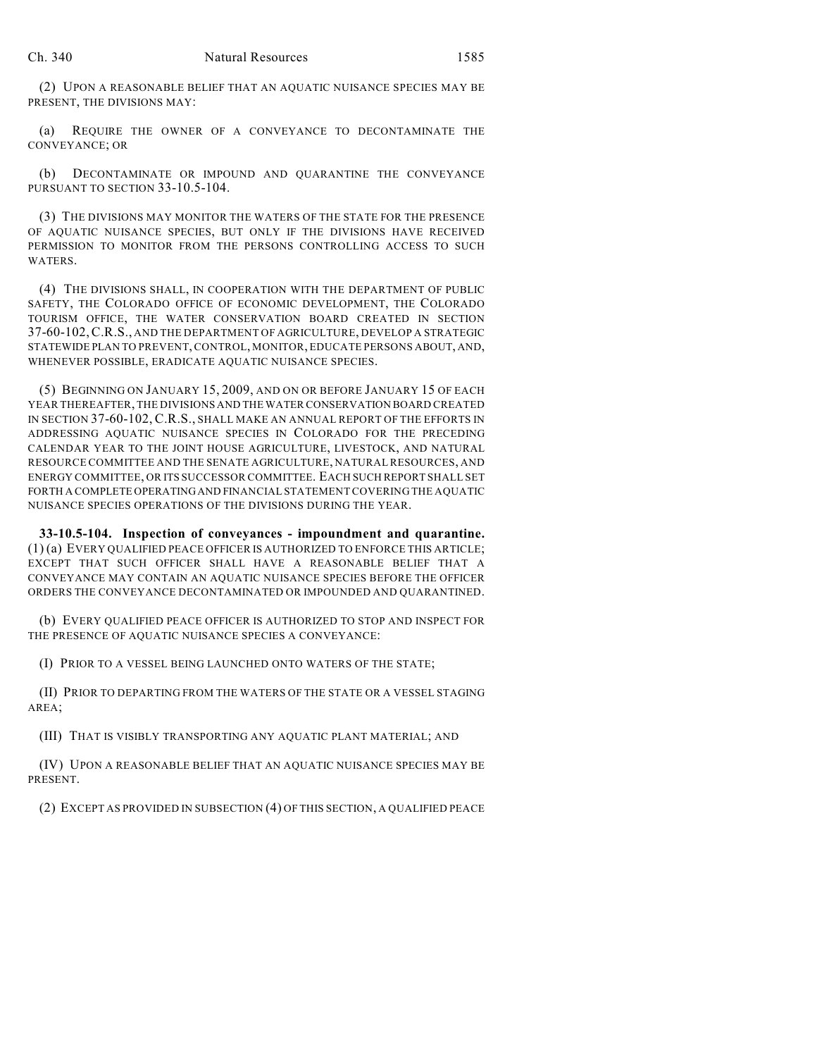(2) UPON A REASONABLE BELIEF THAT AN AQUATIC NUISANCE SPECIES MAY BE PRESENT, THE DIVISIONS MAY:

(a) REQUIRE THE OWNER OF A CONVEYANCE TO DECONTAMINATE THE CONVEYANCE; OR

(b) DECONTAMINATE OR IMPOUND AND QUARANTINE THE CONVEYANCE PURSUANT TO SECTION 33-10.5-104.

(3) THE DIVISIONS MAY MONITOR THE WATERS OF THE STATE FOR THE PRESENCE OF AQUATIC NUISANCE SPECIES, BUT ONLY IF THE DIVISIONS HAVE RECEIVED PERMISSION TO MONITOR FROM THE PERSONS CONTROLLING ACCESS TO SUCH WATERS.

(4) THE DIVISIONS SHALL, IN COOPERATION WITH THE DEPARTMENT OF PUBLIC SAFETY, THE COLORADO OFFICE OF ECONOMIC DEVELOPMENT, THE COLORADO TOURISM OFFICE, THE WATER CONSERVATION BOARD CREATED IN SECTION 37-60-102, C.R.S., AND THE DEPARTMENT OF AGRICULTURE, DEVELOP A STRATEGIC STATEWIDE PLAN TO PREVENT, CONTROL, MONITOR, EDUCATE PERSONS ABOUT, AND, WHENEVER POSSIBLE, ERADICATE AQUATIC NUISANCE SPECIES.

(5) BEGINNING ON JANUARY 15, 2009, AND ON OR BEFORE JANUARY 15 OF EACH YEAR THEREAFTER, THE DIVISIONS AND THE WATER CONSERVATION BOARD CREATED IN SECTION 37-60-102, C.R.S., SHALL MAKE AN ANNUAL REPORT OF THE EFFORTS IN ADDRESSING AQUATIC NUISANCE SPECIES IN COLORADO FOR THE PRECEDING CALENDAR YEAR TO THE JOINT HOUSE AGRICULTURE, LIVESTOCK, AND NATURAL RESOURCE COMMITTEE AND THE SENATE AGRICULTURE, NATURAL RESOURCES, AND ENERGY COMMITTEE, OR ITS SUCCESSOR COMMITTEE. EACH SUCH REPORT SHALL SET FORTH A COMPLETE OPERATING AND FINANCIAL STATEMENT COVERING THE AQUATIC NUISANCE SPECIES OPERATIONS OF THE DIVISIONS DURING THE YEAR.

**33-10.5-104. Inspection of conveyances - impoundment and quarantine.** (1) (a) EVERY QUALIFIED PEACE OFFICER IS AUTHORIZED TO ENFORCE THIS ARTICLE; EXCEPT THAT SUCH OFFICER SHALL HAVE A REASONABLE BELIEF THAT A CONVEYANCE MAY CONTAIN AN AQUATIC NUISANCE SPECIES BEFORE THE OFFICER ORDERS THE CONVEYANCE DECONTAMINATED OR IMPOUNDED AND QUARANTINED.

(b) EVERY QUALIFIED PEACE OFFICER IS AUTHORIZED TO STOP AND INSPECT FOR THE PRESENCE OF AQUATIC NUISANCE SPECIES A CONVEYANCE:

(I) PRIOR TO A VESSEL BEING LAUNCHED ONTO WATERS OF THE STATE;

(II) PRIOR TO DEPARTING FROM THE WATERS OF THE STATE OR A VESSEL STAGING AREA;

(III) THAT IS VISIBLY TRANSPORTING ANY AQUATIC PLANT MATERIAL; AND

(IV) UPON A REASONABLE BELIEF THAT AN AQUATIC NUISANCE SPECIES MAY BE PRESENT.

(2) EXCEPT AS PROVIDED IN SUBSECTION (4) OF THIS SECTION, A QUALIFIED PEACE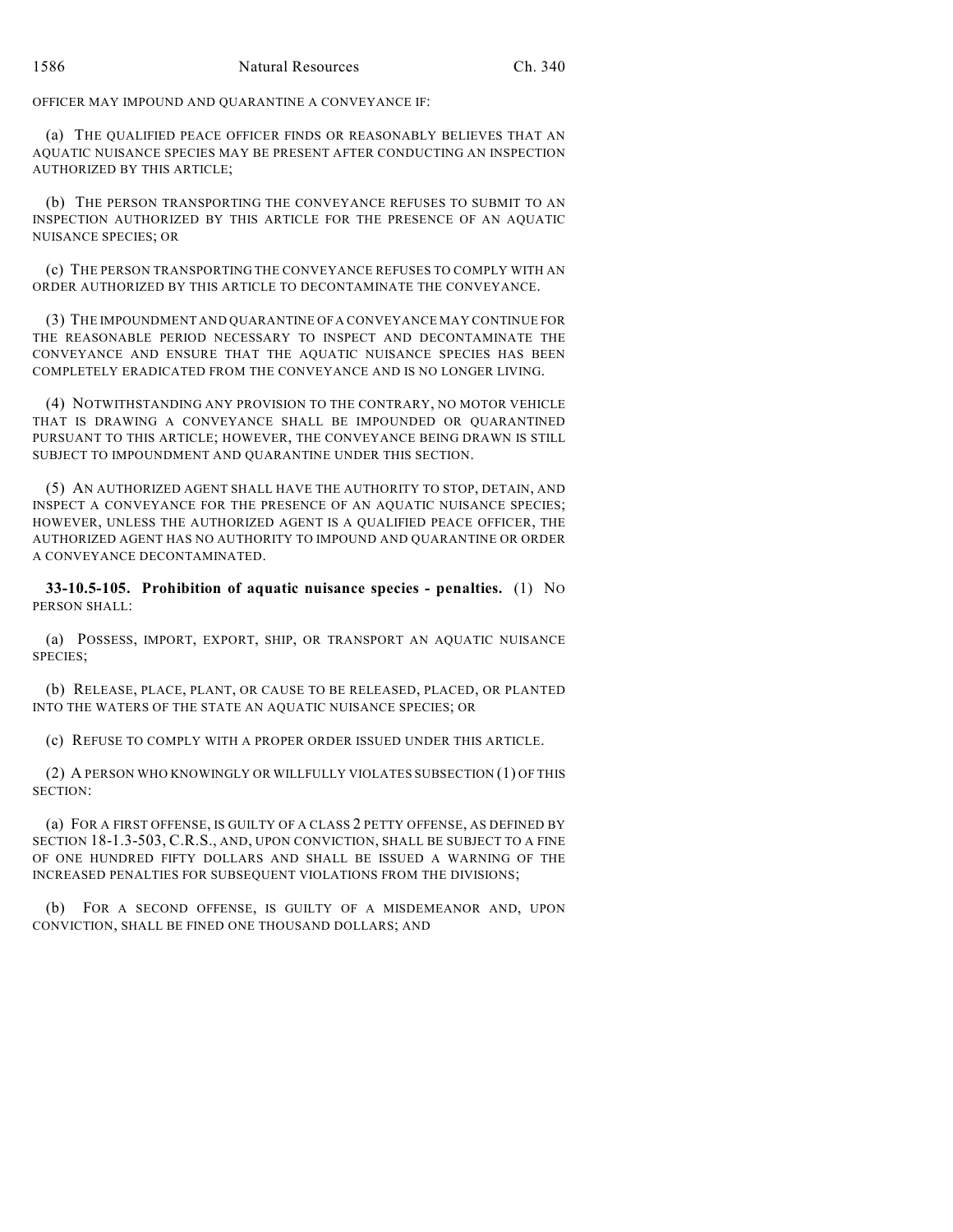OFFICER MAY IMPOUND AND QUARANTINE A CONVEYANCE IF:

(a) THE QUALIFIED PEACE OFFICER FINDS OR REASONABLY BELIEVES THAT AN AQUATIC NUISANCE SPECIES MAY BE PRESENT AFTER CONDUCTING AN INSPECTION AUTHORIZED BY THIS ARTICLE;

(b) THE PERSON TRANSPORTING THE CONVEYANCE REFUSES TO SUBMIT TO AN INSPECTION AUTHORIZED BY THIS ARTICLE FOR THE PRESENCE OF AN AQUATIC NUISANCE SPECIES; OR

(c) THE PERSON TRANSPORTING THE CONVEYANCE REFUSES TO COMPLY WITH AN ORDER AUTHORIZED BY THIS ARTICLE TO DECONTAMINATE THE CONVEYANCE.

(3) THE IMPOUNDMENT AND QUARANTINE OF A CONVEYANCE MAY CONTINUE FOR THE REASONABLE PERIOD NECESSARY TO INSPECT AND DECONTAMINATE THE CONVEYANCE AND ENSURE THAT THE AQUATIC NUISANCE SPECIES HAS BEEN COMPLETELY ERADICATED FROM THE CONVEYANCE AND IS NO LONGER LIVING.

(4) NOTWITHSTANDING ANY PROVISION TO THE CONTRARY, NO MOTOR VEHICLE THAT IS DRAWING A CONVEYANCE SHALL BE IMPOUNDED OR QUARANTINED PURSUANT TO THIS ARTICLE; HOWEVER, THE CONVEYANCE BEING DRAWN IS STILL SUBJECT TO IMPOUNDMENT AND QUARANTINE UNDER THIS SECTION.

(5) AN AUTHORIZED AGENT SHALL HAVE THE AUTHORITY TO STOP, DETAIN, AND INSPECT A CONVEYANCE FOR THE PRESENCE OF AN AQUATIC NUISANCE SPECIES; HOWEVER, UNLESS THE AUTHORIZED AGENT IS A QUALIFIED PEACE OFFICER, THE AUTHORIZED AGENT HAS NO AUTHORITY TO IMPOUND AND QUARANTINE OR ORDER A CONVEYANCE DECONTAMINATED.

**33-10.5-105. Prohibition of aquatic nuisance species - penalties.** (1) NO PERSON SHALL:

(a) POSSESS, IMPORT, EXPORT, SHIP, OR TRANSPORT AN AQUATIC NUISANCE SPECIES;

(b) RELEASE, PLACE, PLANT, OR CAUSE TO BE RELEASED, PLACED, OR PLANTED INTO THE WATERS OF THE STATE AN AQUATIC NUISANCE SPECIES; OR

(c) REFUSE TO COMPLY WITH A PROPER ORDER ISSUED UNDER THIS ARTICLE.

(2) A PERSON WHO KNOWINGLY OR WILLFULLY VIOLATES SUBSECTION (1) OF THIS SECTION:

(a) FOR A FIRST OFFENSE, IS GUILTY OF A CLASS 2 PETTY OFFENSE, AS DEFINED BY SECTION 18-1.3-503, C.R.S., AND, UPON CONVICTION, SHALL BE SUBJECT TO A FINE OF ONE HUNDRED FIFTY DOLLARS AND SHALL BE ISSUED A WARNING OF THE INCREASED PENALTIES FOR SUBSEQUENT VIOLATIONS FROM THE DIVISIONS;

(b) FOR A SECOND OFFENSE, IS GUILTY OF A MISDEMEANOR AND, UPON CONVICTION, SHALL BE FINED ONE THOUSAND DOLLARS; AND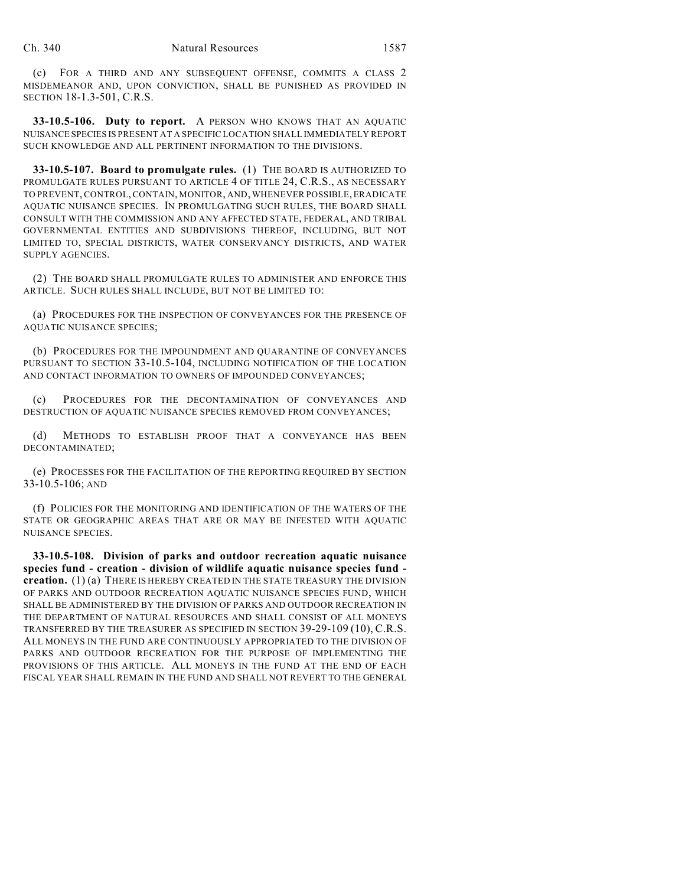(c) FOR A THIRD AND ANY SUBSEQUENT OFFENSE, COMMITS A CLASS 2 MISDEMEANOR AND, UPON CONVICTION, SHALL BE PUNISHED AS PROVIDED IN SECTION 18-1.3-501, C.R.S.

**33-10.5-106. Duty to report.** A PERSON WHO KNOWS THAT AN AQUATIC NUISANCE SPECIES IS PRESENT AT A SPECIFIC LOCATION SHALL IMMEDIATELY REPORT SUCH KNOWLEDGE AND ALL PERTINENT INFORMATION TO THE DIVISIONS.

**33-10.5-107. Board to promulgate rules.** (1) THE BOARD IS AUTHORIZED TO PROMULGATE RULES PURSUANT TO ARTICLE 4 OF TITLE 24, C.R.S., AS NECESSARY TO PREVENT, CONTROL, CONTAIN, MONITOR, AND, WHENEVER POSSIBLE, ERADICATE AQUATIC NUISANCE SPECIES. IN PROMULGATING SUCH RULES, THE BOARD SHALL CONSULT WITH THE COMMISSION AND ANY AFFECTED STATE, FEDERAL, AND TRIBAL GOVERNMENTAL ENTITIES AND SUBDIVISIONS THEREOF, INCLUDING, BUT NOT LIMITED TO, SPECIAL DISTRICTS, WATER CONSERVANCY DISTRICTS, AND WATER SUPPLY AGENCIES.

(2) THE BOARD SHALL PROMULGATE RULES TO ADMINISTER AND ENFORCE THIS ARTICLE. SUCH RULES SHALL INCLUDE, BUT NOT BE LIMITED TO:

(a) PROCEDURES FOR THE INSPECTION OF CONVEYANCES FOR THE PRESENCE OF AQUATIC NUISANCE SPECIES;

(b) PROCEDURES FOR THE IMPOUNDMENT AND QUARANTINE OF CONVEYANCES PURSUANT TO SECTION 33-10.5-104, INCLUDING NOTIFICATION OF THE LOCATION AND CONTACT INFORMATION TO OWNERS OF IMPOUNDED CONVEYANCES;

(c) PROCEDURES FOR THE DECONTAMINATION OF CONVEYANCES AND DESTRUCTION OF AQUATIC NUISANCE SPECIES REMOVED FROM CONVEYANCES;

(d) METHODS TO ESTABLISH PROOF THAT A CONVEYANCE HAS BEEN DECONTAMINATED;

(e) PROCESSES FOR THE FACILITATION OF THE REPORTING REQUIRED BY SECTION 33-10.5-106; AND

(f) POLICIES FOR THE MONITORING AND IDENTIFICATION OF THE WATERS OF THE STATE OR GEOGRAPHIC AREAS THAT ARE OR MAY BE INFESTED WITH AQUATIC NUISANCE SPECIES.

**33-10.5-108. Division of parks and outdoor recreation aquatic nuisance species fund - creation - division of wildlife aquatic nuisance species fund - creation.** (1) (a) THERE IS HEREBY CREATED IN THE STATE TREASURY THE DIVISION OF PARKS AND OUTDOOR RECREATION AQUATIC NUISANCE SPECIES FUND, WHICH SHALL BE ADMINISTERED BY THE DIVISION OF PARKS AND OUTDOOR RECREATION IN THE DEPARTMENT OF NATURAL RESOURCES AND SHALL CONSIST OF ALL MONEYS TRANSFERRED BY THE TREASURER AS SPECIFIED IN SECTION 39-29-109 (10), C.R.S. ALL MONEYS IN THE FUND ARE CONTINUOUSLY APPROPRIATED TO THE DIVISION OF PARKS AND OUTDOOR RECREATION FOR THE PURPOSE OF IMPLEMENTING THE PROVISIONS OF THIS ARTICLE. ALL MONEYS IN THE FUND AT THE END OF EACH FISCAL YEAR SHALL REMAIN IN THE FUND AND SHALL NOT REVERT TO THE GENERAL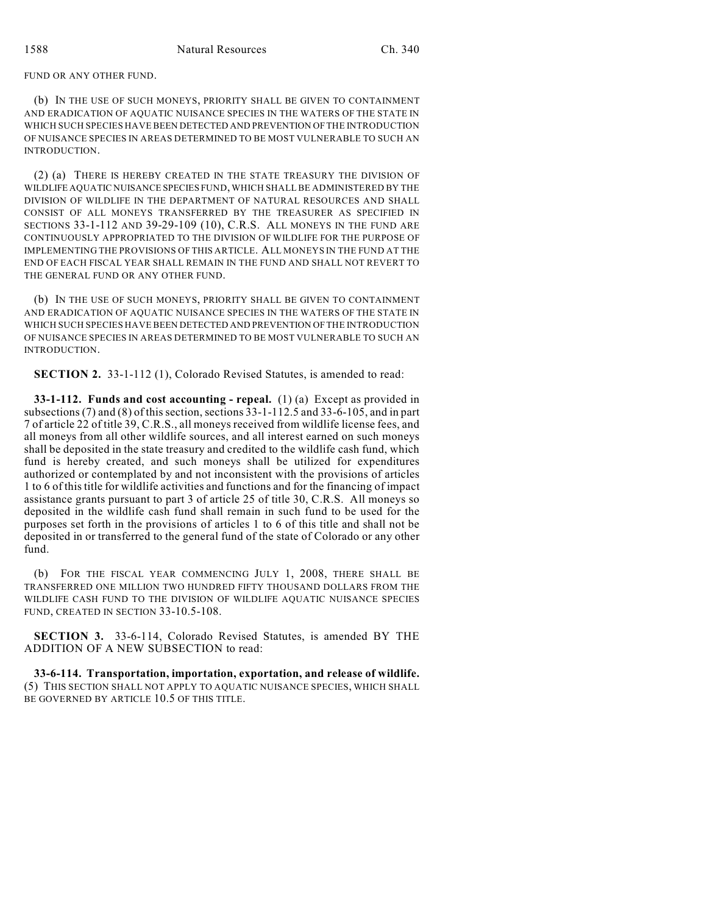FUND OR ANY OTHER FUND.

(b) IN THE USE OF SUCH MONEYS, PRIORITY SHALL BE GIVEN TO CONTAINMENT AND ERADICATION OF AQUATIC NUISANCE SPECIES IN THE WATERS OF THE STATE IN WHICH SUCH SPECIES HAVE BEEN DETECTED AND PREVENTION OF THE INTRODUCTION OF NUISANCE SPECIES IN AREAS DETERMINED TO BE MOST VULNERABLE TO SUCH AN INTRODUCTION.

(2) (a) THERE IS HEREBY CREATED IN THE STATE TREASURY THE DIVISION OF WILDLIFE AQUATIC NUISANCE SPECIES FUND, WHICH SHALL BE ADMINISTERED BY THE DIVISION OF WILDLIFE IN THE DEPARTMENT OF NATURAL RESOURCES AND SHALL CONSIST OF ALL MONEYS TRANSFERRED BY THE TREASURER AS SPECIFIED IN SECTIONS 33-1-112 AND 39-29-109 (10), C.R.S. ALL MONEYS IN THE FUND ARE CONTINUOUSLY APPROPRIATED TO THE DIVISION OF WILDLIFE FOR THE PURPOSE OF IMPLEMENTING THE PROVISIONS OF THIS ARTICLE. ALL MONEYS IN THE FUND AT THE END OF EACH FISCAL YEAR SHALL REMAIN IN THE FUND AND SHALL NOT REVERT TO THE GENERAL FUND OR ANY OTHER FUND.

(b) IN THE USE OF SUCH MONEYS, PRIORITY SHALL BE GIVEN TO CONTAINMENT AND ERADICATION OF AQUATIC NUISANCE SPECIES IN THE WATERS OF THE STATE IN WHICH SUCH SPECIES HAVE BEEN DETECTED AND PREVENTION OF THE INTRODUCTION OF NUISANCE SPECIES IN AREAS DETERMINED TO BE MOST VULNERABLE TO SUCH AN INTRODUCTION.

**SECTION 2.** 33-1-112 (1), Colorado Revised Statutes, is amended to read:

**33-1-112. Funds and cost accounting - repeal.** (1) (a) Except as provided in subsections (7) and (8) of this section, sections 33-1-112.5 and 33-6-105, and in part 7 of article 22 of title 39, C.R.S., all moneys received from wildlife license fees, and all moneys from all other wildlife sources, and all interest earned on such moneys shall be deposited in the state treasury and credited to the wildlife cash fund, which fund is hereby created, and such moneys shall be utilized for expenditures authorized or contemplated by and not inconsistent with the provisions of articles 1 to 6 of this title for wildlife activities and functions and for the financing of impact assistance grants pursuant to part 3 of article 25 of title 30, C.R.S. All moneys so deposited in the wildlife cash fund shall remain in such fund to be used for the purposes set forth in the provisions of articles 1 to 6 of this title and shall not be deposited in or transferred to the general fund of the state of Colorado or any other fund.

(b) FOR THE FISCAL YEAR COMMENCING JULY 1, 2008, THERE SHALL BE TRANSFERRED ONE MILLION TWO HUNDRED FIFTY THOUSAND DOLLARS FROM THE WILDLIFE CASH FUND TO THE DIVISION OF WILDLIFE AQUATIC NUISANCE SPECIES FUND, CREATED IN SECTION 33-10.5-108.

**SECTION 3.** 33-6-114, Colorado Revised Statutes, is amended BY THE ADDITION OF A NEW SUBSECTION to read:

**33-6-114. Transportation, importation, exportation, and release of wildlife.** (5) THIS SECTION SHALL NOT APPLY TO AQUATIC NUISANCE SPECIES, WHICH SHALL BE GOVERNED BY ARTICLE 10.5 OF THIS TITLE.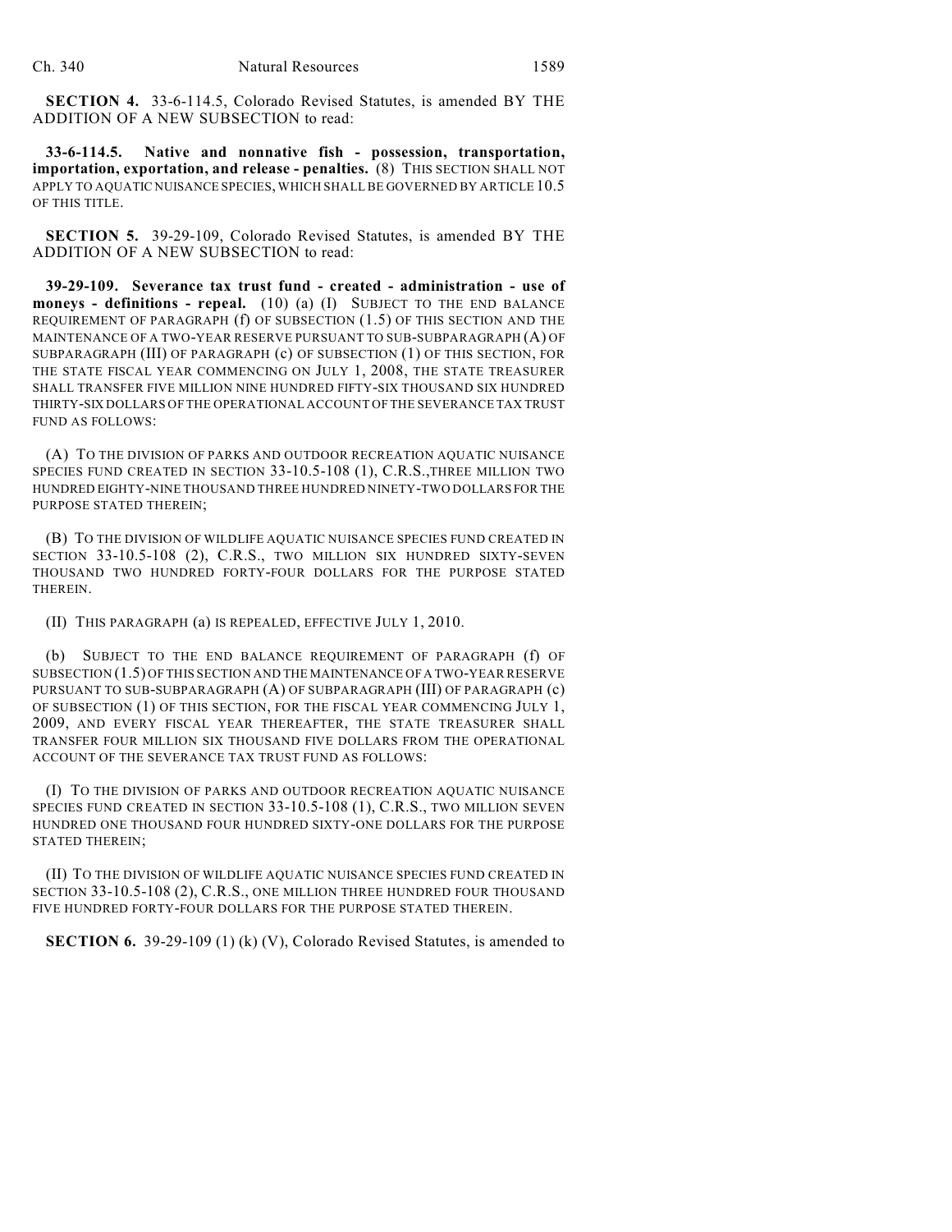**SECTION 4.** 33-6-114.5, Colorado Revised Statutes, is amended BY THE ADDITION OF A NEW SUBSECTION to read:

**33-6-114.5. Native and nonnative fish - possession, transportation, importation, exportation, and release - penalties.** (8) THIS SECTION SHALL NOT APPLY TO AQUATIC NUISANCE SPECIES, WHICH SHALL BE GOVERNED BY ARTICLE 10.5 OF THIS TITLE.

**SECTION 5.** 39-29-109, Colorado Revised Statutes, is amended BY THE ADDITION OF A NEW SUBSECTION to read:

**39-29-109. Severance tax trust fund - created - administration - use of moneys - definitions - repeal.** (10) (a) (I) SUBJECT TO THE END BALANCE REQUIREMENT OF PARAGRAPH (f) OF SUBSECTION (1.5) OF THIS SECTION AND THE MAINTENANCE OF A TWO-YEAR RESERVE PURSUANT TO SUB-SUBPARAGRAPH (A) OF SUBPARAGRAPH (III) OF PARAGRAPH (c) OF SUBSECTION (1) OF THIS SECTION, FOR THE STATE FISCAL YEAR COMMENCING ON JULY 1, 2008, THE STATE TREASURER SHALL TRANSFER FIVE MILLION NINE HUNDRED FIFTY-SIX THOUSAND SIX HUNDRED THIRTY-SIX DOLLARS OF THE OPERATIONAL ACCOUNT OF THE SEVERANCE TAX TRUST FUND AS FOLLOWS:

(A) TO THE DIVISION OF PARKS AND OUTDOOR RECREATION AQUATIC NUISANCE SPECIES FUND CREATED IN SECTION 33-10.5-108 (1), C.R.S.,THREE MILLION TWO HUNDRED EIGHTY-NINE THOUSAND THREE HUNDRED NINETY-TWO DOLLARS FOR THE PURPOSE STATED THEREIN;

(B) TO THE DIVISION OF WILDLIFE AQUATIC NUISANCE SPECIES FUND CREATED IN SECTION 33-10.5-108 (2), C.R.S., TWO MILLION SIX HUNDRED SIXTY-SEVEN THOUSAND TWO HUNDRED FORTY-FOUR DOLLARS FOR THE PURPOSE STATED THEREIN.

(II) THIS PARAGRAPH (a) IS REPEALED, EFFECTIVE JULY 1, 2010.

(b) SUBJECT TO THE END BALANCE REQUIREMENT OF PARAGRAPH (f) OF SUBSECTION (1.5) OF THIS SECTION AND THE MAINTENANCE OF A TWO-YEAR RESERVE PURSUANT TO SUB-SUBPARAGRAPH (A) OF SUBPARAGRAPH (III) OF PARAGRAPH (c) OF SUBSECTION (1) OF THIS SECTION, FOR THE FISCAL YEAR COMMENCING JULY 1, 2009, AND EVERY FISCAL YEAR THEREAFTER, THE STATE TREASURER SHALL TRANSFER FOUR MILLION SIX THOUSAND FIVE DOLLARS FROM THE OPERATIONAL ACCOUNT OF THE SEVERANCE TAX TRUST FUND AS FOLLOWS:

(I) TO THE DIVISION OF PARKS AND OUTDOOR RECREATION AQUATIC NUISANCE SPECIES FUND CREATED IN SECTION 33-10.5-108 (1), C.R.S., TWO MILLION SEVEN HUNDRED ONE THOUSAND FOUR HUNDRED SIXTY-ONE DOLLARS FOR THE PURPOSE STATED THEREIN;

(II) TO THE DIVISION OF WILDLIFE AQUATIC NUISANCE SPECIES FUND CREATED IN SECTION 33-10.5-108 (2), C.R.S., ONE MILLION THREE HUNDRED FOUR THOUSAND FIVE HUNDRED FORTY-FOUR DOLLARS FOR THE PURPOSE STATED THEREIN.

**SECTION 6.** 39-29-109 (1) (k) (V), Colorado Revised Statutes, is amended to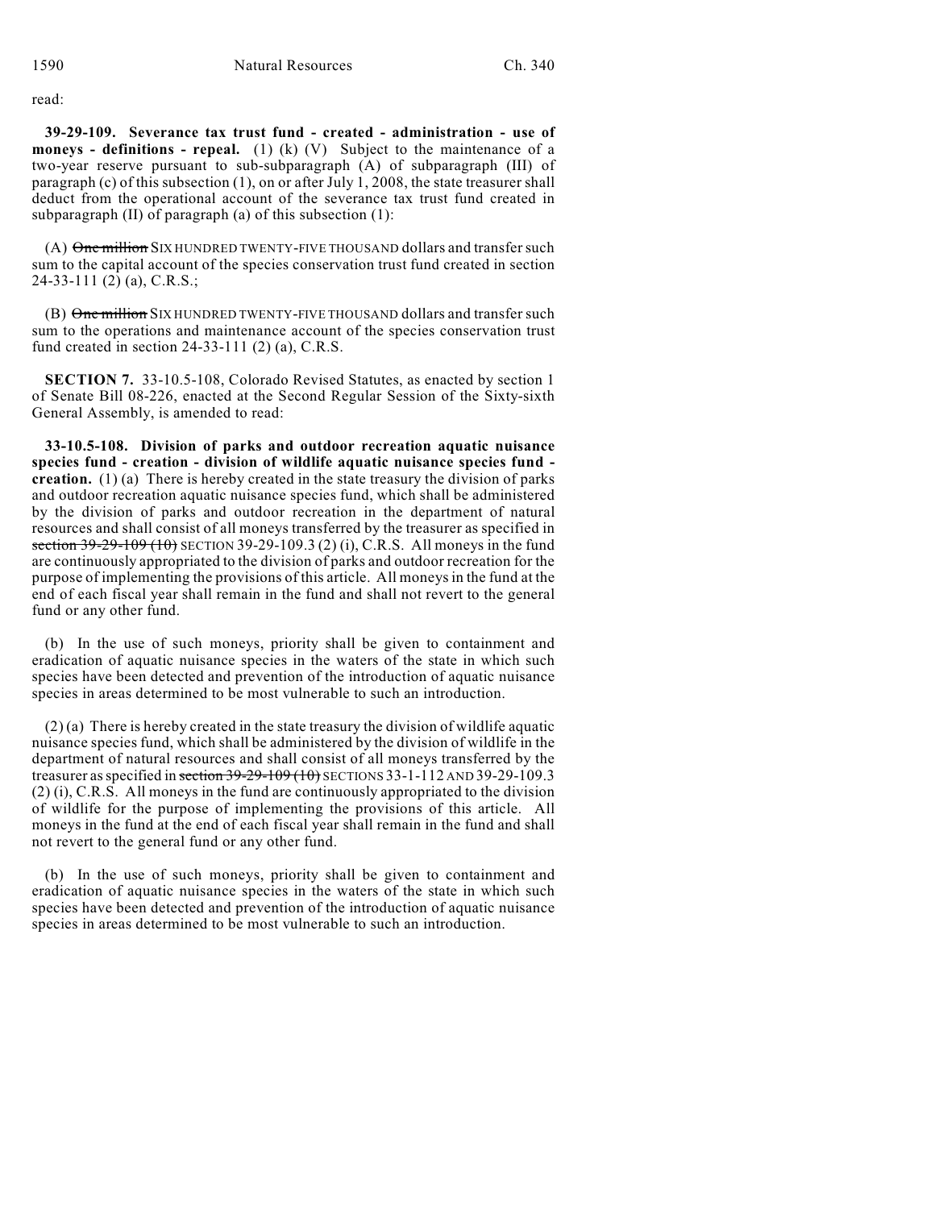read:

**39-29-109. Severance tax trust fund - created - administration - use of moneys - definitions - repeal.** (1) (k) (V) Subject to the maintenance of a two-year reserve pursuant to sub-subparagraph (A) of subparagraph (III) of paragraph (c) of this subsection (1), on or after July 1, 2008, the state treasurer shall deduct from the operational account of the severance tax trust fund created in subparagraph (II) of paragraph (a) of this subsection (1):

(A) ~~One million~~ SIX HUNDRED TWENTY-FIVE THOUSAND dollars and transfer such sum to the capital account of the species conservation trust fund created in section 24-33-111 (2) (a), C.R.S.;

(B) ~~One million~~ SIX HUNDRED TWENTY-FIVE THOUSAND dollars and transfer such sum to the operations and maintenance account of the species conservation trust fund created in section 24-33-111 (2) (a), C.R.S.

**SECTION 7.** 33-10.5-108, Colorado Revised Statutes, as enacted by section 1 of Senate Bill 08-226, enacted at the Second Regular Session of the Sixty-sixth General Assembly, is amended to read:

**33-10.5-108. Division of parks and outdoor recreation aquatic nuisance species fund - creation - division of wildlife aquatic nuisance species fund - creation.** (1) (a) There is hereby created in the state treasury the division of parks and outdoor recreation aquatic nuisance species fund, which shall be administered by the division of parks and outdoor recreation in the department of natural resources and shall consist of all moneys transferred by the treasurer as specified in ~~section 39-29-109 (10)~~ SECTION 39-29-109.3 (2) (i), C.R.S. All moneys in the fund are continuously appropriated to the division of parks and outdoor recreation for the purpose of implementing the provisions of this article. All moneys in the fund at the end of each fiscal year shall remain in the fund and shall not revert to the general fund or any other fund.

(b) In the use of such moneys, priority shall be given to containment and eradication of aquatic nuisance species in the waters of the state in which such species have been detected and prevention of the introduction of aquatic nuisance species in areas determined to be most vulnerable to such an introduction.

(2) (a) There is hereby created in the state treasury the division of wildlife aquatic nuisance species fund, which shall be administered by the division of wildlife in the department of natural resources and shall consist of all moneys transferred by the treasurer as specified in ~~section 39-29-109 (10)~~ SECTIONS 33-1-112 AND 39-29-109.3 (2) (i), C.R.S. All moneys in the fund are continuously appropriated to the division of wildlife for the purpose of implementing the provisions of this article. All moneys in the fund at the end of each fiscal year shall remain in the fund and shall not revert to the general fund or any other fund.

(b) In the use of such moneys, priority shall be given to containment and eradication of aquatic nuisance species in the waters of the state in which such species have been detected and prevention of the introduction of aquatic nuisance species in areas determined to be most vulnerable to such an introduction.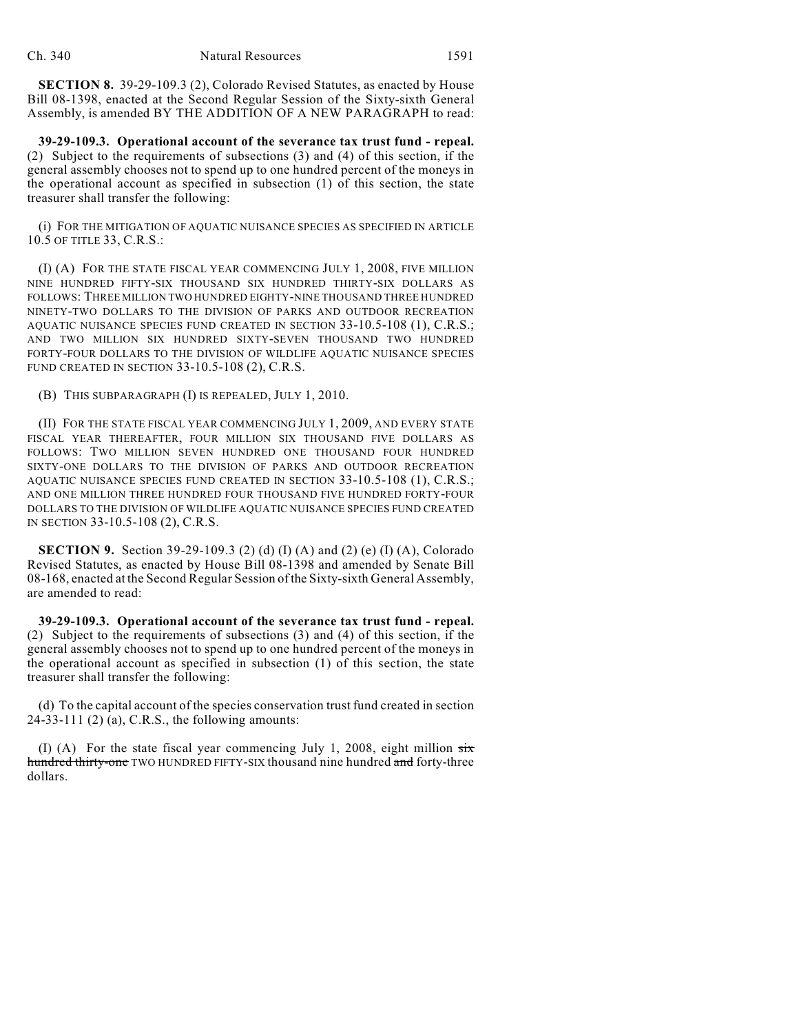**SECTION 8.** 39-29-109.3 (2), Colorado Revised Statutes, as enacted by House Bill 08-1398, enacted at the Second Regular Session of the Sixty-sixth General Assembly, is amended BY THE ADDITION OF A NEW PARAGRAPH to read:

**39-29-109.3. Operational account of the severance tax trust fund - repeal.** (2) Subject to the requirements of subsections (3) and (4) of this section, if the general assembly chooses not to spend up to one hundred percent of the moneys in the operational account as specified in subsection (1) of this section, the state treasurer shall transfer the following:

(i) FOR THE MITIGATION OF AQUATIC NUISANCE SPECIES AS SPECIFIED IN ARTICLE 10.5 OF TITLE 33, C.R.S.:

(I) (A) FOR THE STATE FISCAL YEAR COMMENCING JULY 1, 2008, FIVE MILLION NINE HUNDRED FIFTY-SIX THOUSAND SIX HUNDRED THIRTY-SIX DOLLARS AS FOLLOWS: THREE MILLION TWO HUNDRED EIGHTY-NINE THOUSAND THREE HUNDRED NINETY-TWO DOLLARS TO THE DIVISION OF PARKS AND OUTDOOR RECREATION AQUATIC NUISANCE SPECIES FUND CREATED IN SECTION 33-10.5-108 (1), C.R.S.; AND TWO MILLION SIX HUNDRED SIXTY-SEVEN THOUSAND TWO HUNDRED FORTY-FOUR DOLLARS TO THE DIVISION OF WILDLIFE AQUATIC NUISANCE SPECIES FUND CREATED IN SECTION 33-10.5-108 (2), C.R.S.

(B) THIS SUBPARAGRAPH (I) IS REPEALED, JULY 1, 2010.

(II) FOR THE STATE FISCAL YEAR COMMENCING JULY 1, 2009, AND EVERY STATE FISCAL YEAR THEREAFTER, FOUR MILLION SIX THOUSAND FIVE DOLLARS AS FOLLOWS: TWO MILLION SEVEN HUNDRED ONE THOUSAND FOUR HUNDRED SIXTY-ONE DOLLARS TO THE DIVISION OF PARKS AND OUTDOOR RECREATION AQUATIC NUISANCE SPECIES FUND CREATED IN SECTION 33-10.5-108 (1), C.R.S.; AND ONE MILLION THREE HUNDRED FOUR THOUSAND FIVE HUNDRED FORTY-FOUR DOLLARS TO THE DIVISION OF WILDLIFE AQUATIC NUISANCE SPECIES FUND CREATED IN SECTION 33-10.5-108 (2), C.R.S.

**SECTION 9.** Section 39-29-109.3 (2) (d) (I) (A) and (2) (e) (I) (A), Colorado Revised Statutes, as enacted by House Bill 08-1398 and amended by Senate Bill 08-168, enacted at the Second Regular Session of the Sixty-sixth General Assembly, are amended to read:

**39-29-109.3. Operational account of the severance tax trust fund - repeal.** (2) Subject to the requirements of subsections (3) and (4) of this section, if the general assembly chooses not to spend up to one hundred percent of the moneys in the operational account as specified in subsection (1) of this section, the state treasurer shall transfer the following:

(d) To the capital account of the species conservation trust fund created in section 24-33-111 (2) (a), C.R.S., the following amounts:

(I) (A) For the state fiscal year commencing July 1, 2008, eight million ~~six hundred thirty-one~~ TWO HUNDRED FIFTY-SIX thousand nine hundred ~~and~~ forty-three dollars.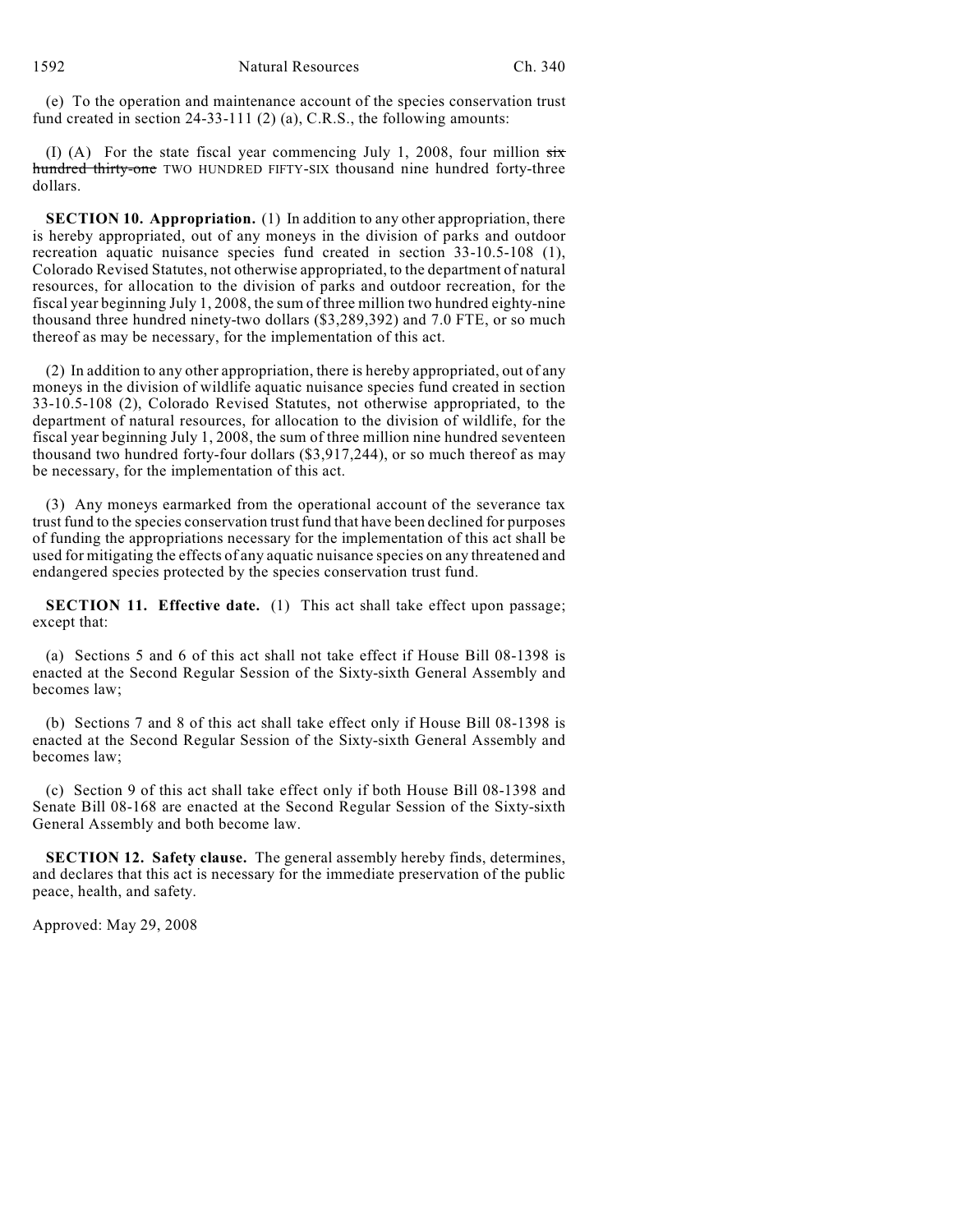(e) To the operation and maintenance account of the species conservation trust fund created in section 24-33-111 (2) (a), C.R.S., the following amounts:

(I) (A) For the state fiscal year commencing July 1, 2008, four million ~~six hundred thirty-one~~ TWO HUNDRED FIFTY-SIX thousand nine hundred forty-three dollars.

**SECTION 10. Appropriation.** (1) In addition to any other appropriation, there is hereby appropriated, out of any moneys in the division of parks and outdoor recreation aquatic nuisance species fund created in section 33-10.5-108 (1), Colorado Revised Statutes, not otherwise appropriated, to the department of natural resources, for allocation to the division of parks and outdoor recreation, for the fiscal year beginning July 1, 2008, the sum of three million two hundred eighty-nine thousand three hundred ninety-two dollars ($3,289,392) and 7.0 FTE, or so much thereof as may be necessary, for the implementation of this act.

(2) In addition to any other appropriation, there is hereby appropriated, out of any moneys in the division of wildlife aquatic nuisance species fund created in section 33-10.5-108 (2), Colorado Revised Statutes, not otherwise appropriated, to the department of natural resources, for allocation to the division of wildlife, for the fiscal year beginning July 1, 2008, the sum of three million nine hundred seventeen thousand two hundred forty-four dollars ($3,917,244), or so much thereof as may be necessary, for the implementation of this act.

(3) Any moneys earmarked from the operational account of the severance tax trust fund to the species conservation trust fund that have been declined for purposes of funding the appropriations necessary for the implementation of this act shall be used for mitigating the effects of any aquatic nuisance species on any threatened and endangered species protected by the species conservation trust fund.

**SECTION 11. Effective date.** (1) This act shall take effect upon passage; except that:

(a) Sections 5 and 6 of this act shall not take effect if House Bill 08-1398 is enacted at the Second Regular Session of the Sixty-sixth General Assembly and becomes law;

(b) Sections 7 and 8 of this act shall take effect only if House Bill 08-1398 is enacted at the Second Regular Session of the Sixty-sixth General Assembly and becomes law;

(c) Section 9 of this act shall take effect only if both House Bill 08-1398 and Senate Bill 08-168 are enacted at the Second Regular Session of the Sixty-sixth General Assembly and both become law.

**SECTION 12. Safety clause.** The general assembly hereby finds, determines, and declares that this act is necessary for the immediate preservation of the public peace, health, and safety.

Approved: May 29, 2008